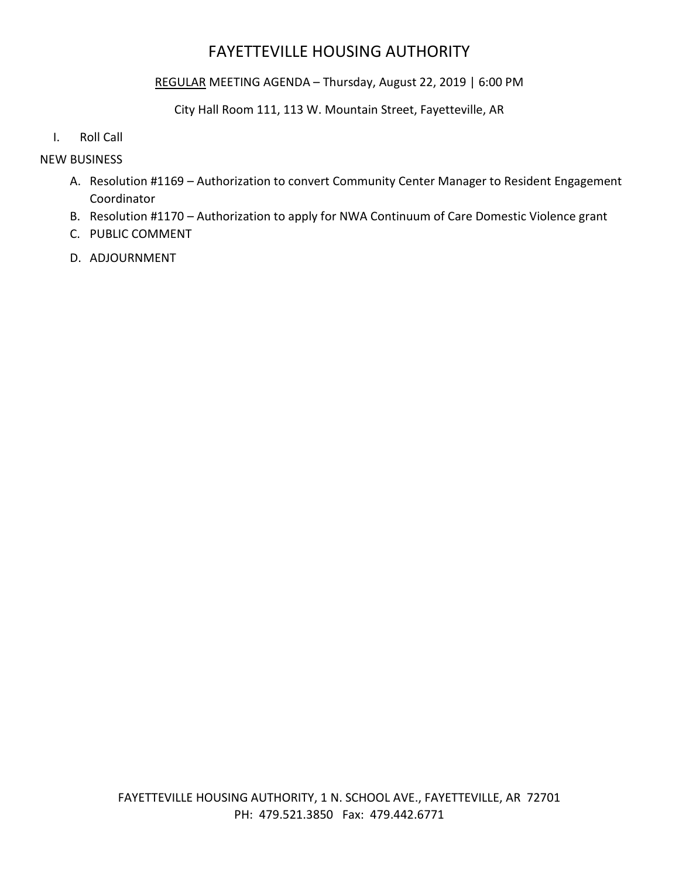# FAYETTEVILLE HOUSING AUTHORITY

REGULAR MEETING AGENDA – Thursday, August 22, 2019 | 6:00 PM

City Hall Room 111, 113 W. Mountain Street, Fayetteville, AR

I. Roll Call

NEW BUSINESS

A. Resolution #1169 – Authorization to convert Community Center Manager to Resident Engagement Coordinator
B. Resolution #1170 – Authorization to apply for NWA Continuum of Care Domestic Violence grant
C. PUBLIC COMMENT
D. ADJOURNMENT

FAYETTEVILLE HOUSING AUTHORITY, 1 N. SCHOOL AVE., FAYETTEVILLE, AR 72701
PH: 479.521.3850 Fax: 479.442.6771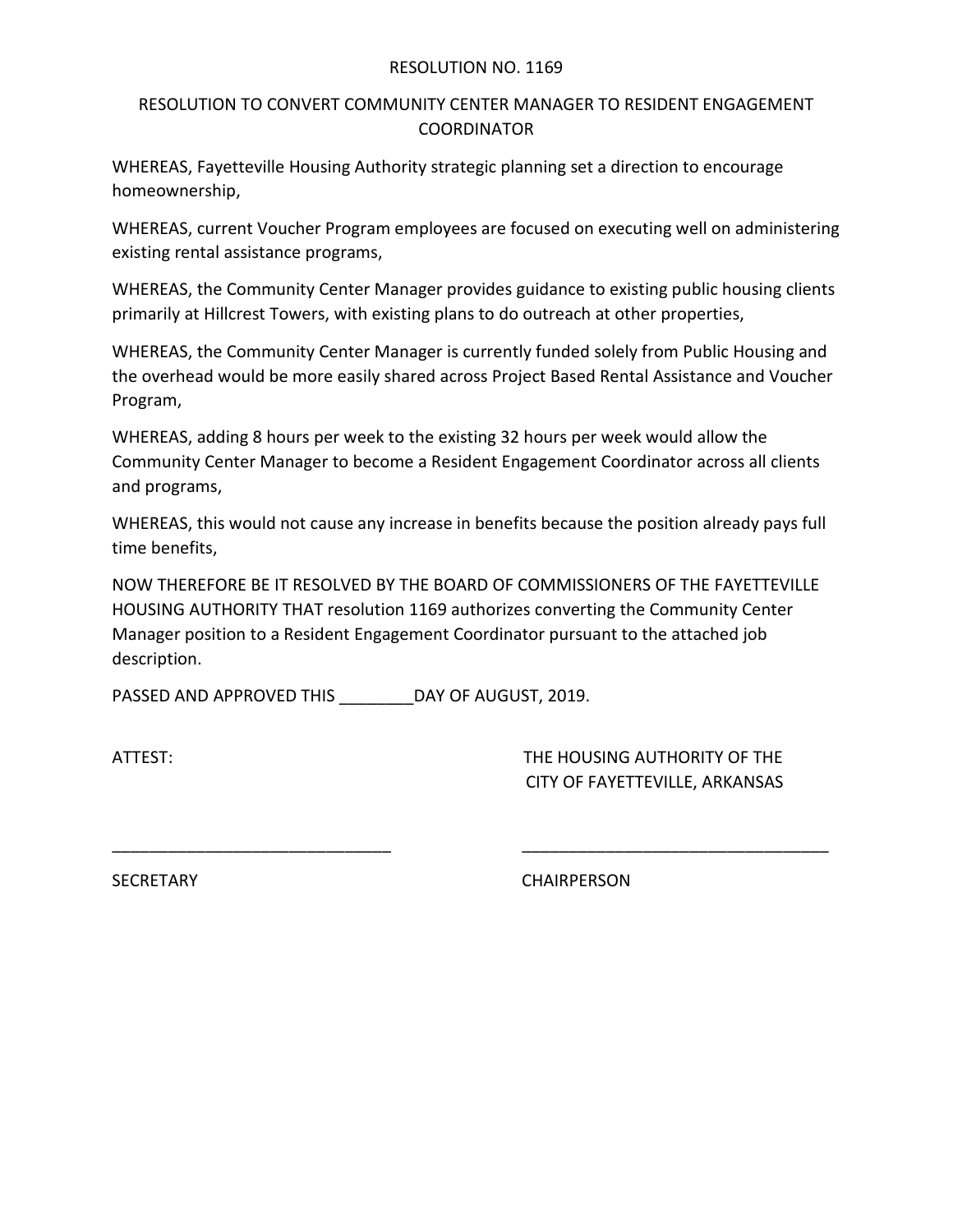RESOLUTION NO. 1169

RESOLUTION TO CONVERT COMMUNITY CENTER MANAGER TO RESIDENT ENGAGEMENT COORDINATOR

WHEREAS, Fayetteville Housing Authority strategic planning set a direction to encourage homeownership,

WHEREAS, current Voucher Program employees are focused on executing well on administering existing rental assistance programs,

WHEREAS, the Community Center Manager provides guidance to existing public housing clients primarily at Hillcrest Towers, with existing plans to do outreach at other properties,

WHEREAS, the Community Center Manager is currently funded solely from Public Housing and the overhead would be more easily shared across Project Based Rental Assistance and Voucher Program,

WHEREAS, adding 8 hours per week to the existing 32 hours per week would allow the Community Center Manager to become a Resident Engagement Coordinator across all clients and programs,

WHEREAS, this would not cause any increase in benefits because the position already pays full time benefits,

NOW THEREFORE BE IT RESOLVED BY THE BOARD OF COMMISSIONERS OF THE FAYETTEVILLE HOUSING AUTHORITY THAT resolution 1169 authorizes converting the Community Center Manager position to a Resident Engagement Coordinator pursuant to the attached job description.

PASSED AND APPROVED THIS ________DAY OF AUGUST, 2019.

ATTEST:

THE HOUSING AUTHORITY OF THE CITY OF FAYETTEVILLE, ARKANSAS

______________________________

SECRETARY

_________________________________

CHAIRPERSON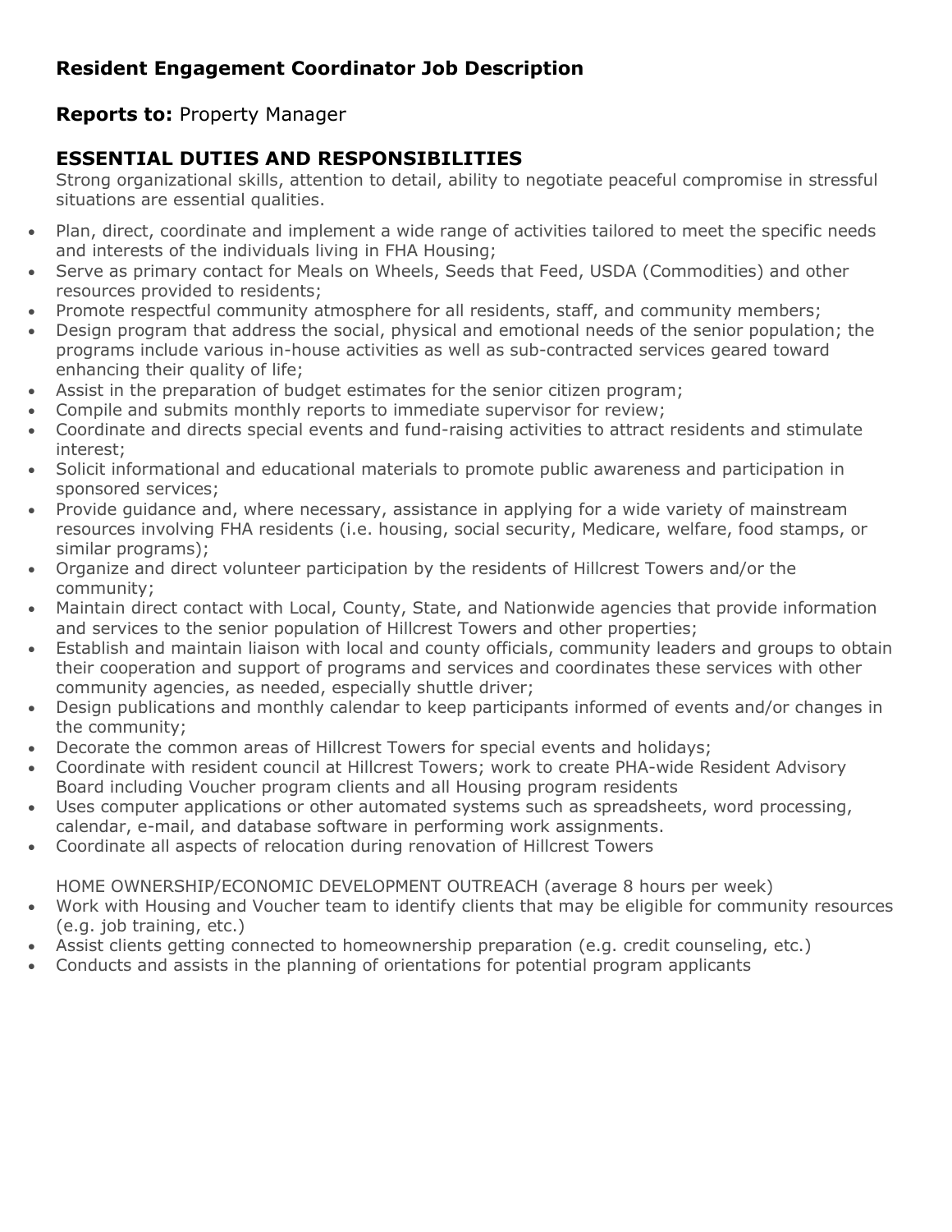**Resident Engagement Coordinator Job Description**

**Reports to:** Property Manager

## ESSENTIAL DUTIES AND RESPONSIBILITIES

Strong organizational skills, attention to detail, ability to negotiate peaceful compromise in stressful situations are essential qualities.

- Plan, direct, coordinate and implement a wide range of activities tailored to meet the specific needs and interests of the individuals living in FHA Housing;
- Serve as primary contact for Meals on Wheels, Seeds that Feed, USDA (Commodities) and other resources provided to residents;
- Promote respectful community atmosphere for all residents, staff, and community members;
- Design program that address the social, physical and emotional needs of the senior population; the programs include various in-house activities as well as sub-contracted services geared toward enhancing their quality of life;
- Assist in the preparation of budget estimates for the senior citizen program;
- Compile and submits monthly reports to immediate supervisor for review;
- Coordinate and directs special events and fund-raising activities to attract residents and stimulate interest;
- Solicit informational and educational materials to promote public awareness and participation in sponsored services;
- Provide guidance and, where necessary, assistance in applying for a wide variety of mainstream resources involving FHA residents (i.e. housing, social security, Medicare, welfare, food stamps, or similar programs);
- Organize and direct volunteer participation by the residents of Hillcrest Towers and/or the community;
- Maintain direct contact with Local, County, State, and Nationwide agencies that provide information and services to the senior population of Hillcrest Towers and other properties;
- Establish and maintain liaison with local and county officials, community leaders and groups to obtain their cooperation and support of programs and services and coordinates these services with other community agencies, as needed, especially shuttle driver;
- Design publications and monthly calendar to keep participants informed of events and/or changes in the community;
- Decorate the common areas of Hillcrest Towers for special events and holidays;
- Coordinate with resident council at Hillcrest Towers; work to create PHA-wide Resident Advisory Board including Voucher program clients and all Housing program residents
- Uses computer applications or other automated systems such as spreadsheets, word processing, calendar, e-mail, and database software in performing work assignments.
- Coordinate all aspects of relocation during renovation of Hillcrest Towers

HOME OWNERSHIP/ECONOMIC DEVELOPMENT OUTREACH (average 8 hours per week)

- Work with Housing and Voucher team to identify clients that may be eligible for community resources (e.g. job training, etc.)
- Assist clients getting connected to homeownership preparation (e.g. credit counseling, etc.)
- Conducts and assists in the planning of orientations for potential program applicants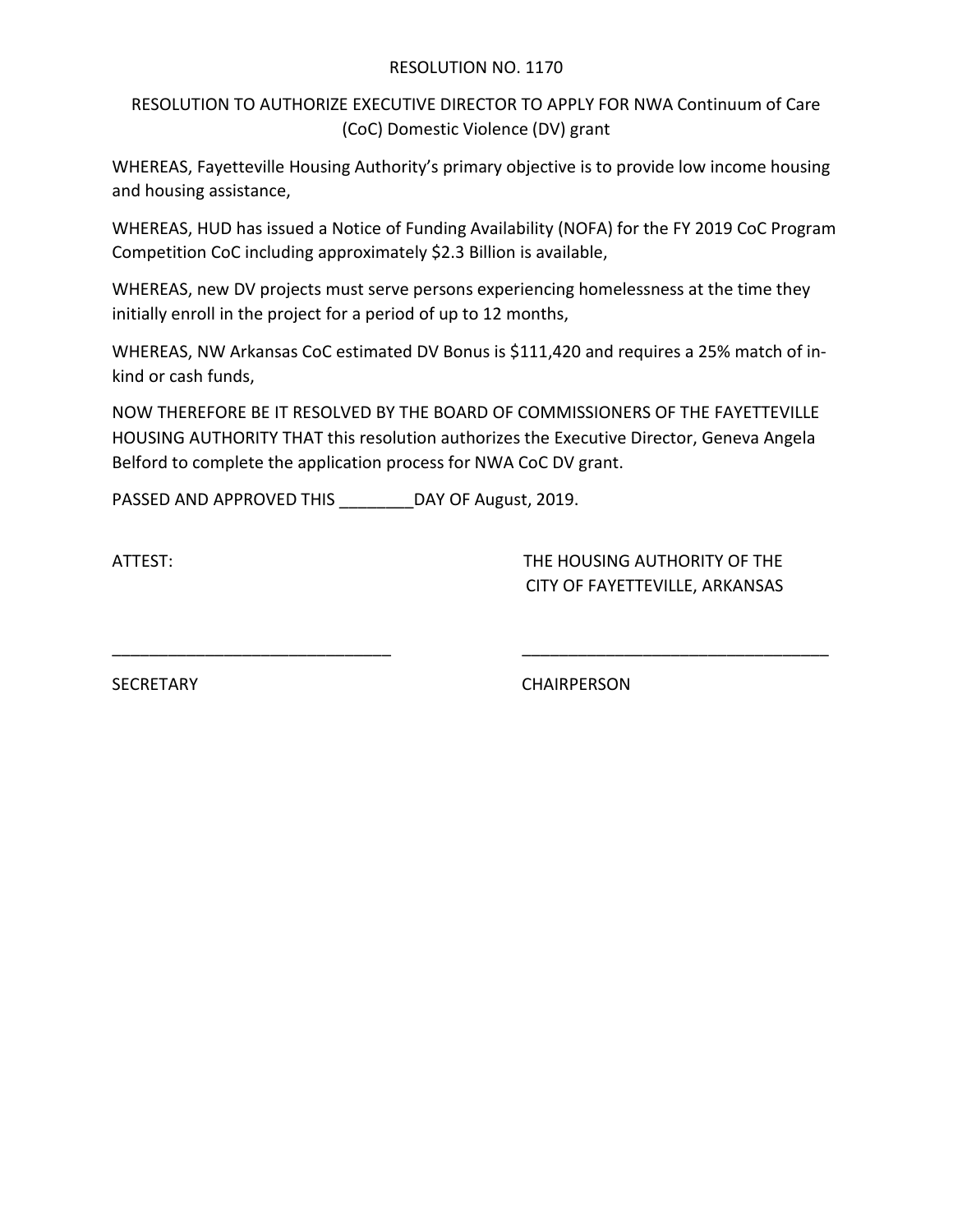RESOLUTION NO. 1170

RESOLUTION TO AUTHORIZE EXECUTIVE DIRECTOR TO APPLY FOR NWA Continuum of Care (CoC) Domestic Violence (DV) grant

WHEREAS, Fayetteville Housing Authority's primary objective is to provide low income housing and housing assistance,

WHEREAS, HUD has issued a Notice of Funding Availability (NOFA) for the FY 2019 CoC Program Competition CoC including approximately $2.3 Billion is available,

WHEREAS, new DV projects must serve persons experiencing homelessness at the time they initially enroll in the project for a period of up to 12 months,

WHEREAS, NW Arkansas CoC estimated DV Bonus is $111,420 and requires a 25% match of in-kind or cash funds,

NOW THEREFORE BE IT RESOLVED BY THE BOARD OF COMMISSIONERS OF THE FAYETTEVILLE HOUSING AUTHORITY THAT this resolution authorizes the Executive Director, Geneva Angela Belford to complete the application process for NWA CoC DV grant.

PASSED AND APPROVED THIS ________DAY OF August, 2019.

ATTEST:

THE HOUSING AUTHORITY OF THE CITY OF FAYETTEVILLE, ARKANSAS

______________________________

SECRETARY

__________________________________

CHAIRPERSON